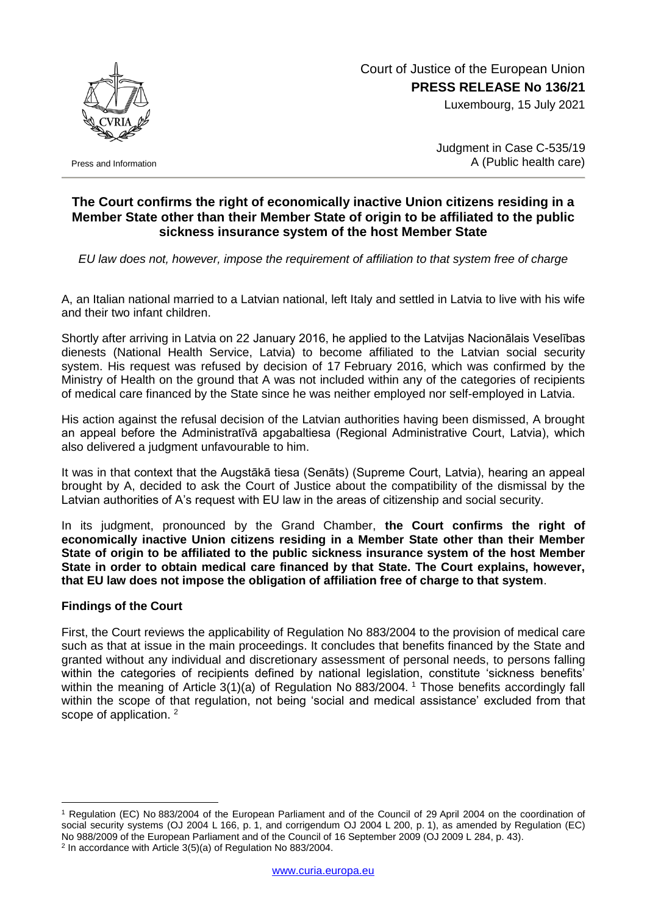Court of Justice of the European Union
**PRESS RELEASE No 136/21**
Luxembourg, 15 July 2021

Press and Information

Judgment in Case C-535/19
A (Public health care)

## The Court confirms the right of economically inactive Union citizens residing in a Member State other than their Member State of origin to be affiliated to the public sickness insurance system of the host Member State

*EU law does not, however, impose the requirement of affiliation to that system free of charge*

A, an Italian national married to a Latvian national, left Italy and settled in Latvia to live with his wife and their two infant children.

Shortly after arriving in Latvia on 22 January 2016, he applied to the Latvijas Nacionālais Veselības dienests (National Health Service, Latvia) to become affiliated to the Latvian social security system. His request was refused by decision of 17 February 2016, which was confirmed by the Ministry of Health on the ground that A was not included within any of the categories of recipients of medical care financed by the State since he was neither employed nor self-employed in Latvia.

His action against the refusal decision of the Latvian authorities having been dismissed, A brought an appeal before the Administratīvā apgabaltiesa (Regional Administrative Court, Latvia), which also delivered a judgment unfavourable to him.

It was in that context that the Augstākā tiesa (Senāts) (Supreme Court, Latvia), hearing an appeal brought by A, decided to ask the Court of Justice about the compatibility of the dismissal by the Latvian authorities of A's request with EU law in the areas of citizenship and social security.

In its judgment, pronounced by the Grand Chamber, **the Court confirms the right of economically inactive Union citizens residing in a Member State other than their Member State of origin to be affiliated to the public sickness insurance system of the host Member State in order to obtain medical care financed by that State. The Court explains, however, that EU law does not impose the obligation of affiliation free of charge to that system**.

### Findings of the Court

First, the Court reviews the applicability of Regulation No 883/2004 to the provision of medical care such as that at issue in the main proceedings. It concludes that benefits financed by the State and granted without any individual and discretionary assessment of personal needs, to persons falling within the categories of recipients defined by national legislation, constitute 'sickness benefits' within the meaning of Article 3(1)(a) of Regulation No 883/2004. [1] Those benefits accordingly fall within the scope of that regulation, not being 'social and medical assistance' excluded from that scope of application. [2]

---

[1] Regulation (EC) No 883/2004 of the European Parliament and of the Council of 29 April 2004 on the coordination of social security systems (OJ 2004 L 166, p. 1, and corrigendum OJ 2004 L 200, p. 1), as amended by Regulation (EC) No 988/2009 of the European Parliament and of the Council of 16 September 2009 (OJ 2009 L 284, p. 43).

[2] In accordance with Article 3(5)(a) of Regulation No 883/2004.

www.curia.europa.eu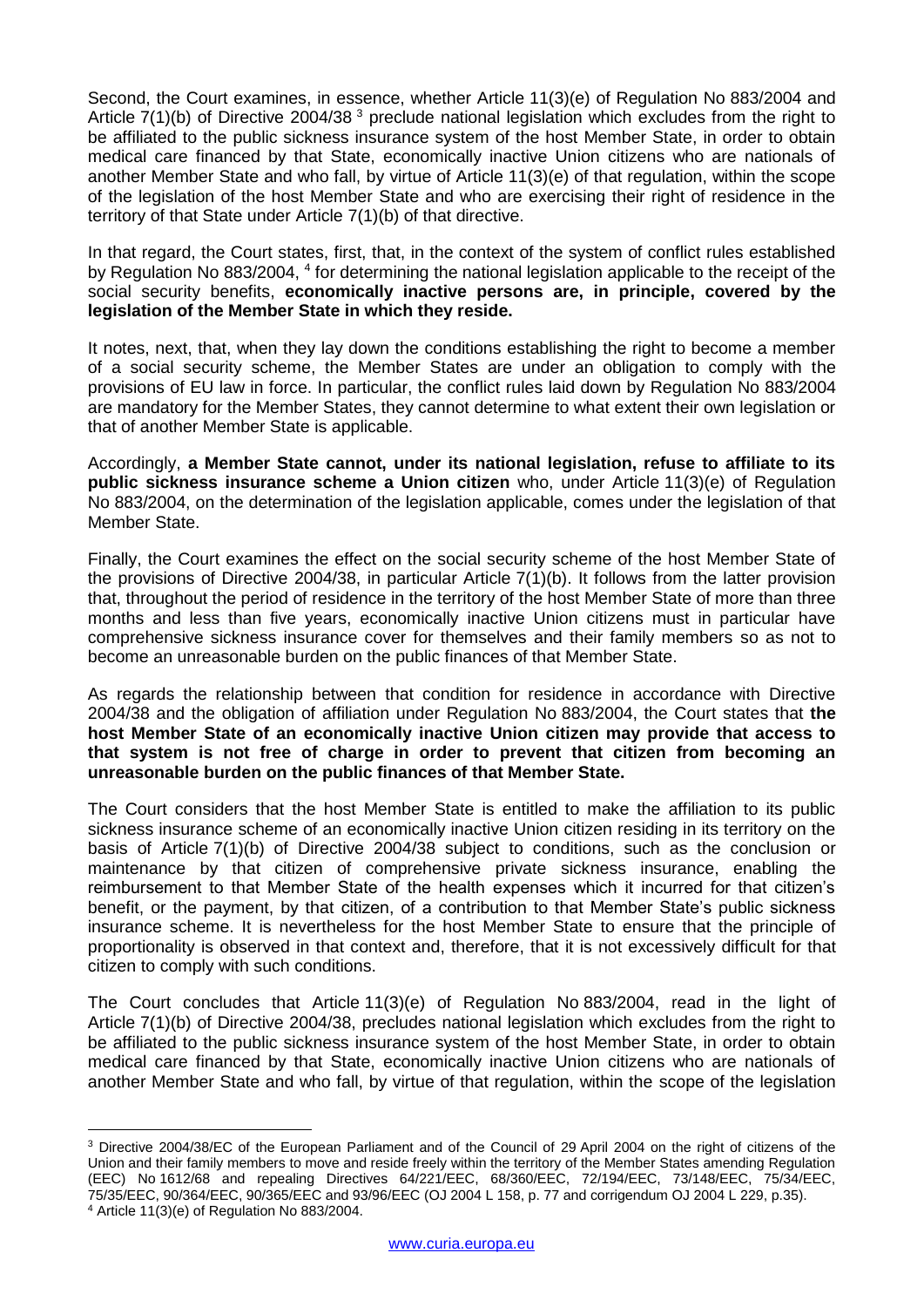Second, the Court examines, in essence, whether Article 11(3)(e) of Regulation No 883/2004 and Article 7(1)(b) of Directive 2004/38 [3] preclude national legislation which excludes from the right to be affiliated to the public sickness insurance system of the host Member State, in order to obtain medical care financed by that State, economically inactive Union citizens who are nationals of another Member State and who fall, by virtue of Article 11(3)(e) of that regulation, within the scope of the legislation of the host Member State and who are exercising their right of residence in the territory of that State under Article 7(1)(b) of that directive.

In that regard, the Court states, first, that, in the context of the system of conflict rules established by Regulation No 883/2004, [4] for determining the national legislation applicable to the receipt of the social security benefits, **economically inactive persons are, in principle, covered by the legislation of the Member State in which they reside.**

It notes, next, that, when they lay down the conditions establishing the right to become a member of a social security scheme, the Member States are under an obligation to comply with the provisions of EU law in force. In particular, the conflict rules laid down by Regulation No 883/2004 are mandatory for the Member States, they cannot determine to what extent their own legislation or that of another Member State is applicable.

Accordingly, **a Member State cannot, under its national legislation, refuse to affiliate to its public sickness insurance scheme a Union citizen** who, under Article 11(3)(e) of Regulation No 883/2004, on the determination of the legislation applicable, comes under the legislation of that Member State.

Finally, the Court examines the effect on the social security scheme of the host Member State of the provisions of Directive 2004/38, in particular Article 7(1)(b). It follows from the latter provision that, throughout the period of residence in the territory of the host Member State of more than three months and less than five years, economically inactive Union citizens must in particular have comprehensive sickness insurance cover for themselves and their family members so as not to become an unreasonable burden on the public finances of that Member State.

As regards the relationship between that condition for residence in accordance with Directive 2004/38 and the obligation of affiliation under Regulation No 883/2004, the Court states that **the host Member State of an economically inactive Union citizen may provide that access to that system is not free of charge in order to prevent that citizen from becoming an unreasonable burden on the public finances of that Member State.**

The Court considers that the host Member State is entitled to make the affiliation to its public sickness insurance scheme of an economically inactive Union citizen residing in its territory on the basis of Article 7(1)(b) of Directive 2004/38 subject to conditions, such as the conclusion or maintenance by that citizen of comprehensive private sickness insurance, enabling the reimbursement to that Member State of the health expenses which it incurred for that citizen's benefit, or the payment, by that citizen, of a contribution to that Member State's public sickness insurance scheme. It is nevertheless for the host Member State to ensure that the principle of proportionality is observed in that context and, therefore, that it is not excessively difficult for that citizen to comply with such conditions.

The Court concludes that Article 11(3)(e) of Regulation No 883/2004, read in the light of Article 7(1)(b) of Directive 2004/38, precludes national legislation which excludes from the right to be affiliated to the public sickness insurance system of the host Member State, in order to obtain medical care financed by that State, economically inactive Union citizens who are nationals of another Member State and who fall, by virtue of that regulation, within the scope of the legislation

---

[3] Directive 2004/38/EC of the European Parliament and of the Council of 29 April 2004 on the right of citizens of the Union and their family members to move and reside freely within the territory of the Member States amending Regulation (EEC) No 1612/68 and repealing Directives 64/221/EEC, 68/360/EEC, 72/194/EEC, 73/148/EEC, 75/34/EEC, 75/35/EEC, 90/364/EEC, 90/365/EEC and 93/96/EEC (OJ 2004 L 158, p. 77 and corrigendum OJ 2004 L 229, p.35).

[4] Article 11(3)(e) of Regulation No 883/2004.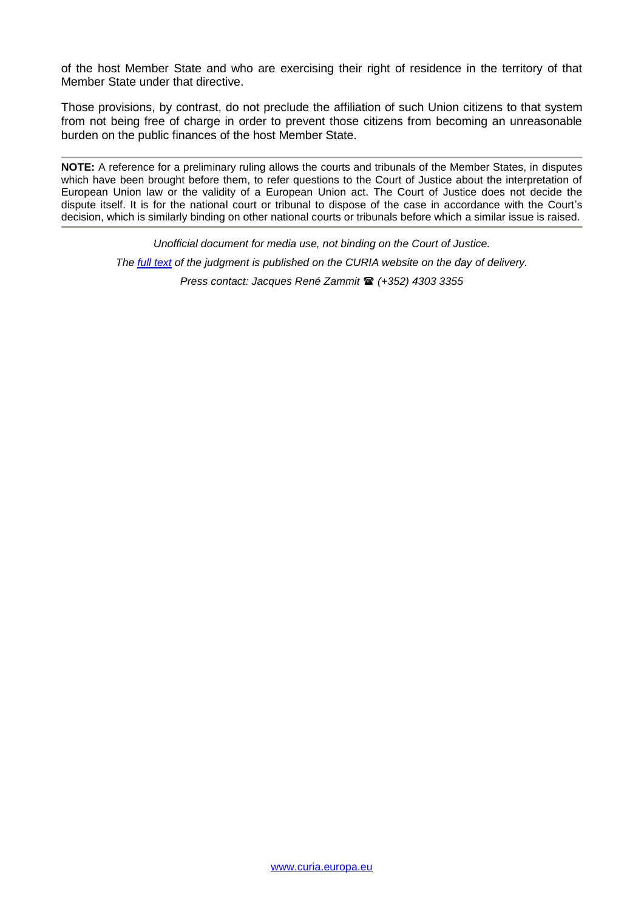of the host Member State and who are exercising their right of residence in the territory of that Member State under that directive.

Those provisions, by contrast, do not preclude the affiliation of such Union citizens to that system from not being free of charge in order to prevent those citizens from becoming an unreasonable burden on the public finances of the host Member State.

---

**NOTE:** A reference for a preliminary ruling allows the courts and tribunals of the Member States, in disputes which have been brought before them, to refer questions to the Court of Justice about the interpretation of European Union law or the validity of a European Union act. The Court of Justice does not decide the dispute itself. It is for the national court or tribunal to dispose of the case in accordance with the Court's decision, which is similarly binding on other national courts or tribunals before which a similar issue is raised.

---

*Unofficial document for media use, not binding on the Court of Justice.*

*The [full text](full text) of the judgment is published on the CURIA website on the day of delivery.*

*Press contact: Jacques René Zammit ☎ (+352) 4303 3355*